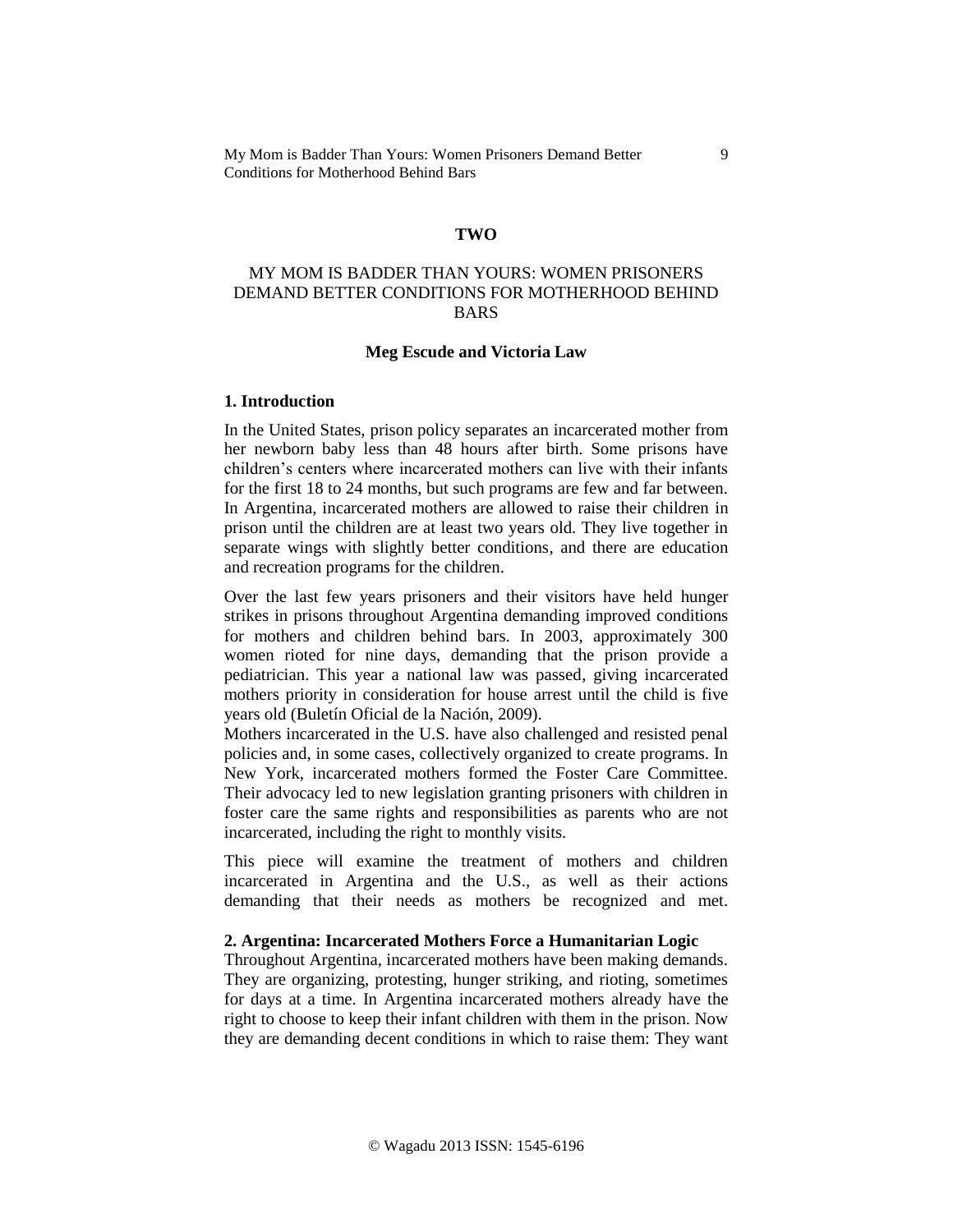## TWO

# MY MOM IS BADDER THAN YOURS: WOMEN PRISONERS DEMAND BETTER CONDITIONS FOR MOTHERHOOD BEHIND BARS

**Meg Escude and Victoria Law**

### 1. Introduction

In the United States, prison policy separates an incarcerated mother from her newborn baby less than 48 hours after birth. Some prisons have children's centers where incarcerated mothers can live with their infants for the first 18 to 24 months, but such programs are few and far between. In Argentina, incarcerated mothers are allowed to raise their children in prison until the children are at least two years old. They live together in separate wings with slightly better conditions, and there are education and recreation programs for the children.

Over the last few years prisoners and their visitors have held hunger strikes in prisons throughout Argentina demanding improved conditions for mothers and children behind bars. In 2003, approximately 300 women rioted for nine days, demanding that the prison provide a pediatrician. This year a national law was passed, giving incarcerated mothers priority in consideration for house arrest until the child is five years old (Buletín Oficial de la Nación, 2009).

Mothers incarcerated in the U.S. have also challenged and resisted penal policies and, in some cases, collectively organized to create programs. In New York, incarcerated mothers formed the Foster Care Committee. Their advocacy led to new legislation granting prisoners with children in foster care the same rights and responsibilities as parents who are not incarcerated, including the right to monthly visits.

This piece will examine the treatment of mothers and children incarcerated in Argentina and the U.S., as well as their actions demanding that their needs as mothers be recognized and met.

### 2. Argentina: Incarcerated Mothers Force a Humanitarian Logic

Throughout Argentina, incarcerated mothers have been making demands. They are organizing, protesting, hunger striking, and rioting, sometimes for days at a time. In Argentina incarcerated mothers already have the right to choose to keep their infant children with them in the prison. Now they are demanding decent conditions in which to raise them: They want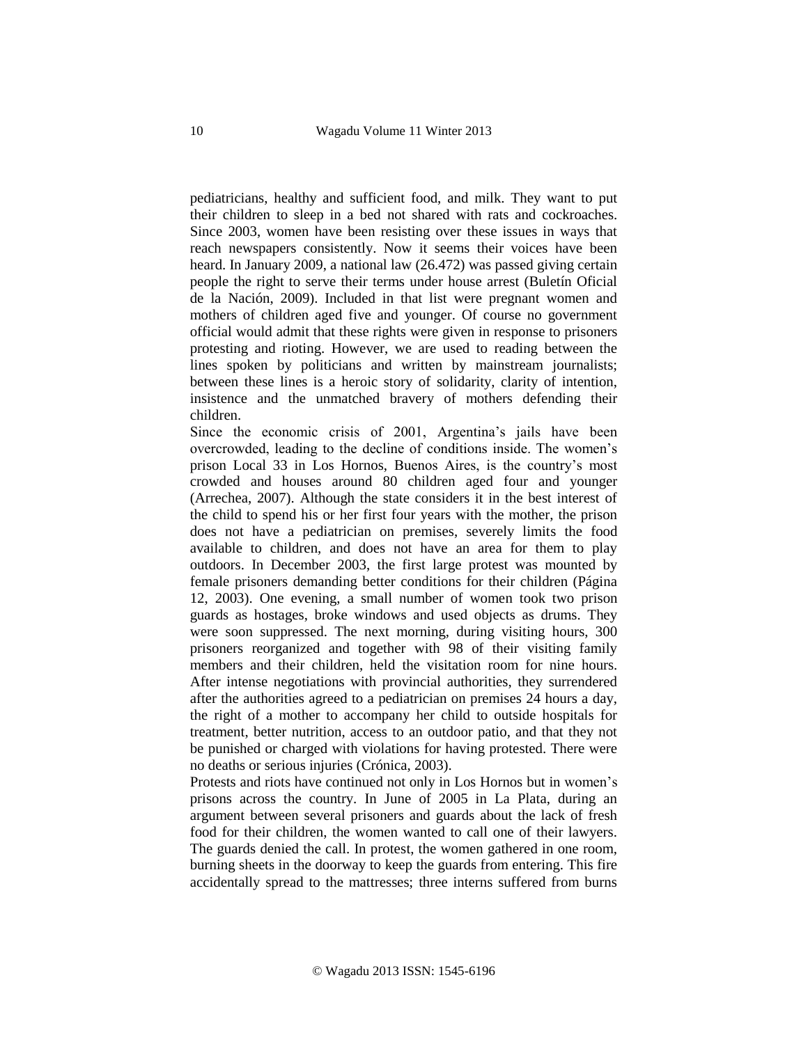pediatricians, healthy and sufficient food, and milk. They want to put their children to sleep in a bed not shared with rats and cockroaches. Since 2003, women have been resisting over these issues in ways that reach newspapers consistently. Now it seems their voices have been heard. In January 2009, a national law (26.472) was passed giving certain people the right to serve their terms under house arrest (Buletín Oficial de la Nación, 2009). Included in that list were pregnant women and mothers of children aged five and younger. Of course no government official would admit that these rights were given in response to prisoners protesting and rioting. However, we are used to reading between the lines spoken by politicians and written by mainstream journalists; between these lines is a heroic story of solidarity, clarity of intention, insistence and the unmatched bravery of mothers defending their children.

Since the economic crisis of 2001, Argentina's jails have been overcrowded, leading to the decline of conditions inside. The women's prison Local 33 in Los Hornos, Buenos Aires, is the country's most crowded and houses around 80 children aged four and younger (Arrechea, 2007). Although the state considers it in the best interest of the child to spend his or her first four years with the mother, the prison does not have a pediatrician on premises, severely limits the food available to children, and does not have an area for them to play outdoors. In December 2003, the first large protest was mounted by female prisoners demanding better conditions for their children (Página 12, 2003). One evening, a small number of women took two prison guards as hostages, broke windows and used objects as drums. They were soon suppressed. The next morning, during visiting hours, 300 prisoners reorganized and together with 98 of their visiting family members and their children, held the visitation room for nine hours. After intense negotiations with provincial authorities, they surrendered after the authorities agreed to a pediatrician on premises 24 hours a day, the right of a mother to accompany her child to outside hospitals for treatment, better nutrition, access to an outdoor patio, and that they not be punished or charged with violations for having protested. There were no deaths or serious injuries (Crónica, 2003).

Protests and riots have continued not only in Los Hornos but in women's prisons across the country. In June of 2005 in La Plata, during an argument between several prisoners and guards about the lack of fresh food for their children, the women wanted to call one of their lawyers. The guards denied the call. In protest, the women gathered in one room, burning sheets in the doorway to keep the guards from entering. This fire accidentally spread to the mattresses; three interns suffered from burns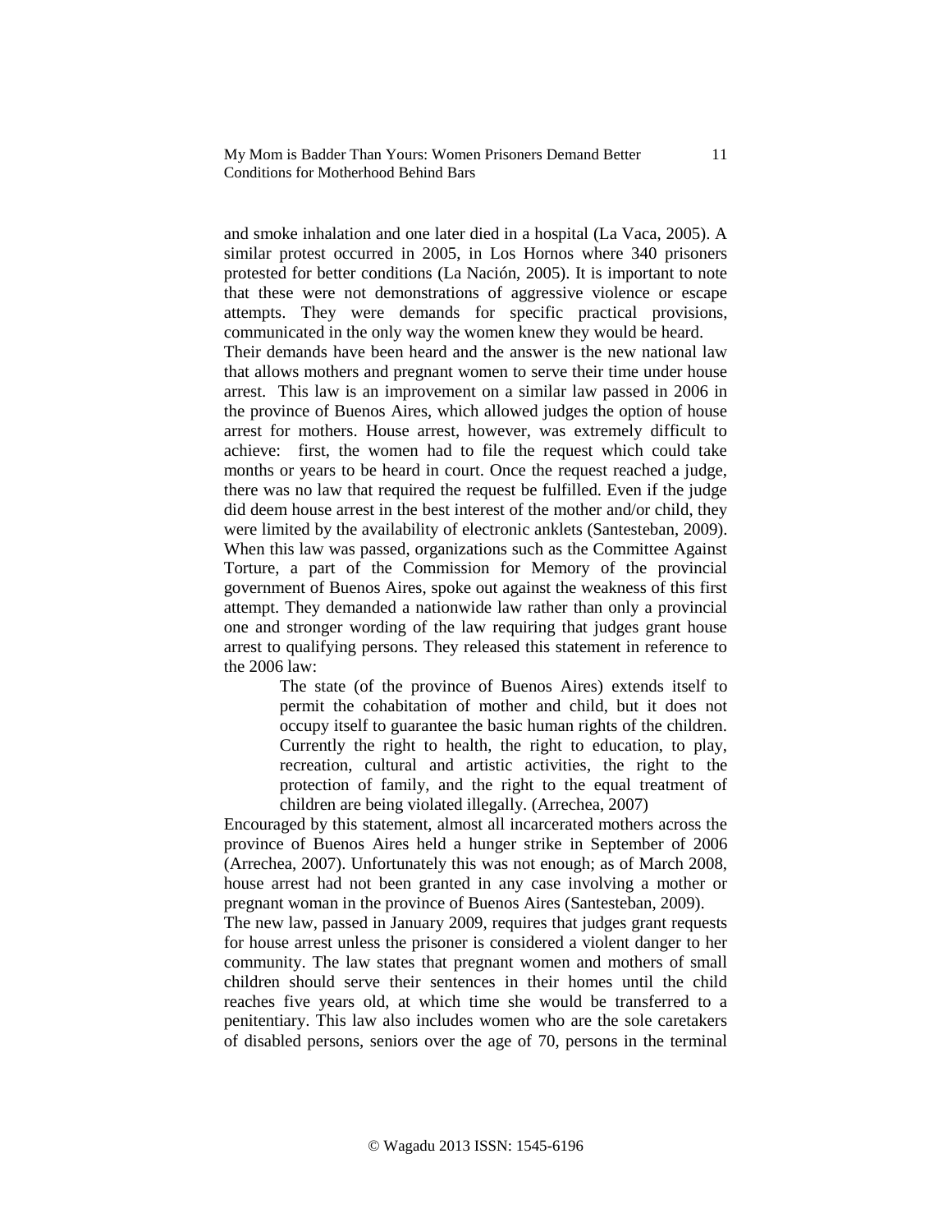and smoke inhalation and one later died in a hospital (La Vaca, 2005). A similar protest occurred in 2005, in Los Hornos where 340 prisoners protested for better conditions (La Nación, 2005). It is important to note that these were not demonstrations of aggressive violence or escape attempts. They were demands for specific practical provisions, communicated in the only way the women knew they would be heard.

Their demands have been heard and the answer is the new national law that allows mothers and pregnant women to serve their time under house arrest. This law is an improvement on a similar law passed in 2006 in the province of Buenos Aires, which allowed judges the option of house arrest for mothers. House arrest, however, was extremely difficult to achieve: first, the women had to file the request which could take months or years to be heard in court. Once the request reached a judge, there was no law that required the request be fulfilled. Even if the judge did deem house arrest in the best interest of the mother and/or child, they were limited by the availability of electronic anklets (Santesteban, 2009). When this law was passed, organizations such as the Committee Against Torture, a part of the Commission for Memory of the provincial government of Buenos Aires, spoke out against the weakness of this first attempt. They demanded a nationwide law rather than only a provincial one and stronger wording of the law requiring that judges grant house arrest to qualifying persons. They released this statement in reference to the 2006 law:

> The state (of the province of Buenos Aires) extends itself to permit the cohabitation of mother and child, but it does not occupy itself to guarantee the basic human rights of the children. Currently the right to health, the right to education, to play, recreation, cultural and artistic activities, the right to the protection of family, and the right to the equal treatment of children are being violated illegally. (Arrechea, 2007)

Encouraged by this statement, almost all incarcerated mothers across the province of Buenos Aires held a hunger strike in September of 2006 (Arrechea, 2007). Unfortunately this was not enough; as of March 2008, house arrest had not been granted in any case involving a mother or pregnant woman in the province of Buenos Aires (Santesteban, 2009).

The new law, passed in January 2009, requires that judges grant requests for house arrest unless the prisoner is considered a violent danger to her community. The law states that pregnant women and mothers of small children should serve their sentences in their homes until the child reaches five years old, at which time she would be transferred to a penitentiary. This law also includes women who are the sole caretakers of disabled persons, seniors over the age of 70, persons in the terminal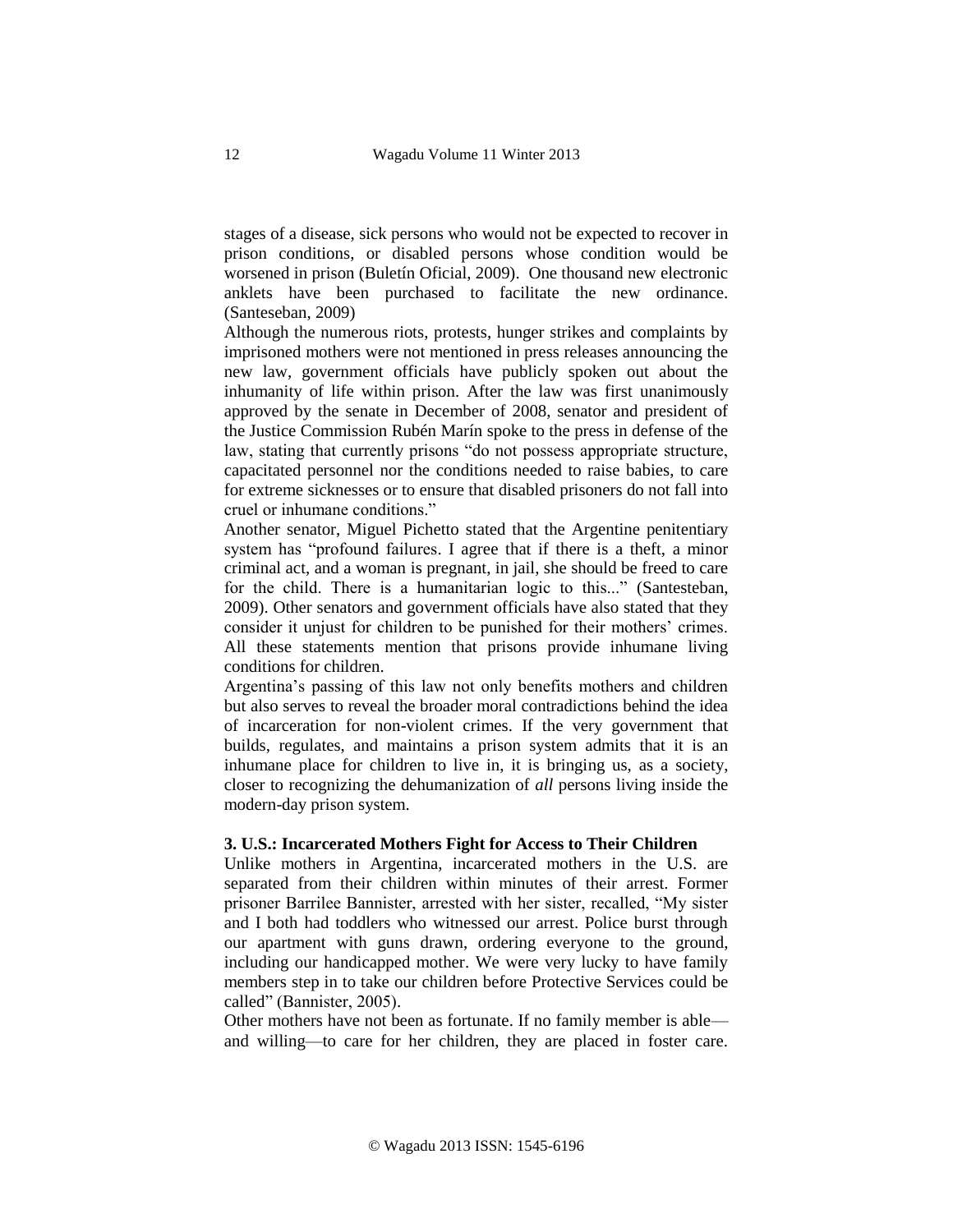stages of a disease, sick persons who would not be expected to recover in prison conditions, or disabled persons whose condition would be worsened in prison (Buletín Oficial, 2009). One thousand new electronic anklets have been purchased to facilitate the new ordinance. (Santeseban, 2009)

Although the numerous riots, protests, hunger strikes and complaints by imprisoned mothers were not mentioned in press releases announcing the new law, government officials have publicly spoken out about the inhumanity of life within prison. After the law was first unanimously approved by the senate in December of 2008, senator and president of the Justice Commission Rubén Marín spoke to the press in defense of the law, stating that currently prisons "do not possess appropriate structure, capacitated personnel nor the conditions needed to raise babies, to care for extreme sicknesses or to ensure that disabled prisoners do not fall into cruel or inhumane conditions."

Another senator, Miguel Pichetto stated that the Argentine penitentiary system has "profound failures. I agree that if there is a theft, a minor criminal act, and a woman is pregnant, in jail, she should be freed to care for the child. There is a humanitarian logic to this..." (Santesteban, 2009). Other senators and government officials have also stated that they consider it unjust for children to be punished for their mothers' crimes. All these statements mention that prisons provide inhumane living conditions for children.

Argentina's passing of this law not only benefits mothers and children but also serves to reveal the broader moral contradictions behind the idea of incarceration for non-violent crimes. If the very government that builds, regulates, and maintains a prison system admits that it is an inhumane place for children to live in, it is bringing us, as a society, closer to recognizing the dehumanization of *all* persons living inside the modern-day prison system.

### 3. U.S.: Incarcerated Mothers Fight for Access to Their Children

Unlike mothers in Argentina, incarcerated mothers in the U.S. are separated from their children within minutes of their arrest. Former prisoner Barrilee Bannister, arrested with her sister, recalled, "My sister and I both had toddlers who witnessed our arrest. Police burst through our apartment with guns drawn, ordering everyone to the ground, including our handicapped mother. We were very lucky to have family members step in to take our children before Protective Services could be called" (Bannister, 2005).

Other mothers have not been as fortunate. If no family member is able—and willing—to care for her children, they are placed in foster care.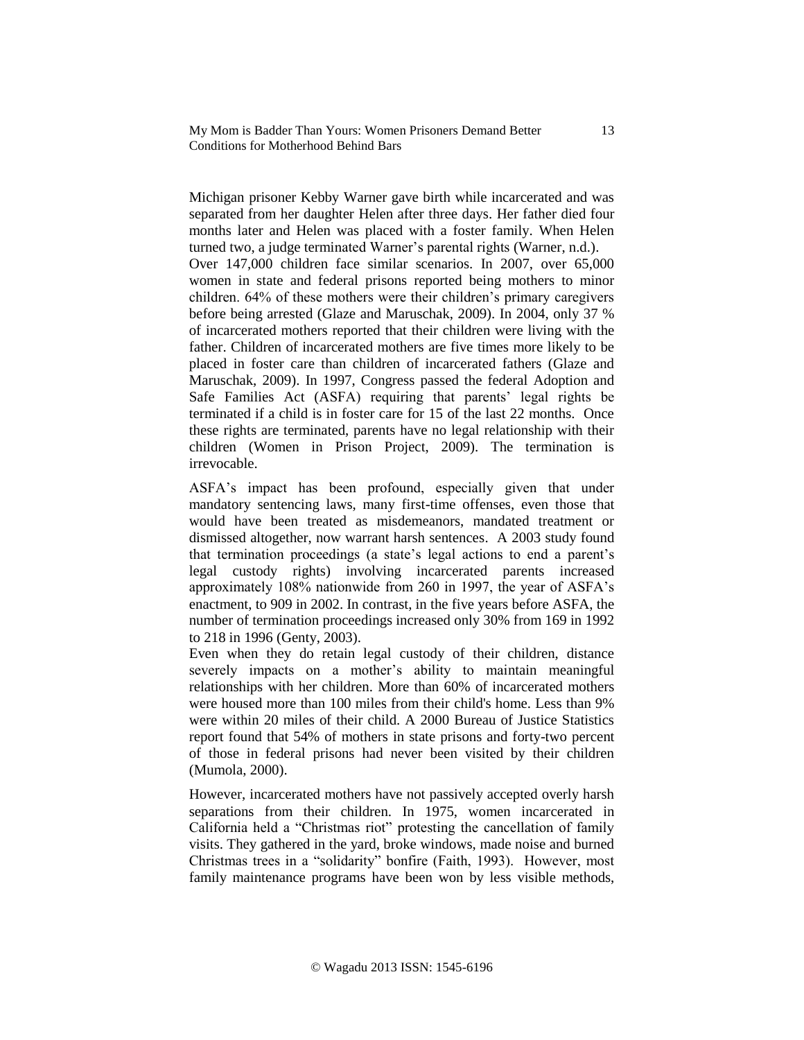Michigan prisoner Kebby Warner gave birth while incarcerated and was separated from her daughter Helen after three days. Her father died four months later and Helen was placed with a foster family. When Helen turned two, a judge terminated Warner's parental rights (Warner, n.d.). Over 147,000 children face similar scenarios. In 2007, over 65,000 women in state and federal prisons reported being mothers to minor children. 64% of these mothers were their children's primary caregivers before being arrested (Glaze and Maruschak, 2009). In 2004, only 37 % of incarcerated mothers reported that their children were living with the father. Children of incarcerated mothers are five times more likely to be placed in foster care than children of incarcerated fathers (Glaze and Maruschak, 2009). In 1997, Congress passed the federal Adoption and Safe Families Act (ASFA) requiring that parents' legal rights be terminated if a child is in foster care for 15 of the last 22 months. Once these rights are terminated, parents have no legal relationship with their children (Women in Prison Project, 2009). The termination is irrevocable.

ASFA's impact has been profound, especially given that under mandatory sentencing laws, many first-time offenses, even those that would have been treated as misdemeanors, mandated treatment or dismissed altogether, now warrant harsh sentences. A 2003 study found that termination proceedings (a state's legal actions to end a parent's legal custody rights) involving incarcerated parents increased approximately 108% nationwide from 260 in 1997, the year of ASFA's enactment, to 909 in 2002. In contrast, in the five years before ASFA, the number of termination proceedings increased only 30% from 169 in 1992 to 218 in 1996 (Genty, 2003).

Even when they do retain legal custody of their children, distance severely impacts on a mother's ability to maintain meaningful relationships with her children. More than 60% of incarcerated mothers were housed more than 100 miles from their child's home. Less than 9% were within 20 miles of their child. A 2000 Bureau of Justice Statistics report found that 54% of mothers in state prisons and forty-two percent of those in federal prisons had never been visited by their children (Mumola, 2000).

However, incarcerated mothers have not passively accepted overly harsh separations from their children. In 1975, women incarcerated in California held a "Christmas riot" protesting the cancellation of family visits. They gathered in the yard, broke windows, made noise and burned Christmas trees in a "solidarity" bonfire (Faith, 1993). However, most family maintenance programs have been won by less visible methods,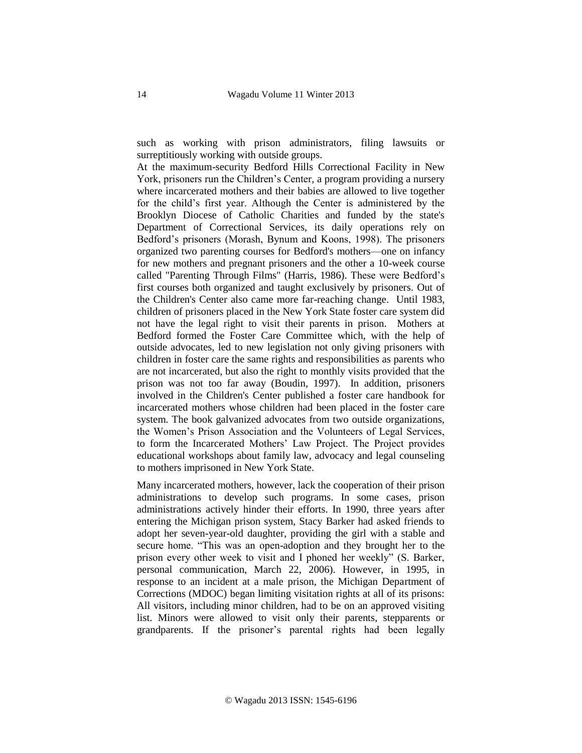such as working with prison administrators, filing lawsuits or surreptitiously working with outside groups.

At the maximum-security Bedford Hills Correctional Facility in New York, prisoners run the Children's Center, a program providing a nursery where incarcerated mothers and their babies are allowed to live together for the child's first year. Although the Center is administered by the Brooklyn Diocese of Catholic Charities and funded by the state's Department of Correctional Services, its daily operations rely on Bedford's prisoners (Morash, Bynum and Koons, 1998). The prisoners organized two parenting courses for Bedford's mothers—one on infancy for new mothers and pregnant prisoners and the other a 10-week course called "Parenting Through Films" (Harris, 1986). These were Bedford's first courses both organized and taught exclusively by prisoners. Out of the Children's Center also came more far-reaching change. Until 1983, children of prisoners placed in the New York State foster care system did not have the legal right to visit their parents in prison. Mothers at Bedford formed the Foster Care Committee which, with the help of outside advocates, led to new legislation not only giving prisoners with children in foster care the same rights and responsibilities as parents who are not incarcerated, but also the right to monthly visits provided that the prison was not too far away (Boudin, 1997). In addition, prisoners involved in the Children's Center published a foster care handbook for incarcerated mothers whose children had been placed in the foster care system. The book galvanized advocates from two outside organizations, the Women's Prison Association and the Volunteers of Legal Services, to form the Incarcerated Mothers' Law Project. The Project provides educational workshops about family law, advocacy and legal counseling to mothers imprisoned in New York State.

Many incarcerated mothers, however, lack the cooperation of their prison administrations to develop such programs. In some cases, prison administrations actively hinder their efforts. In 1990, three years after entering the Michigan prison system, Stacy Barker had asked friends to adopt her seven-year-old daughter, providing the girl with a stable and secure home. "This was an open-adoption and they brought her to the prison every other week to visit and I phoned her weekly" (S. Barker, personal communication, March 22, 2006). However, in 1995, in response to an incident at a male prison, the Michigan Department of Corrections (MDOC) began limiting visitation rights at all of its prisons: All visitors, including minor children, had to be on an approved visiting list. Minors were allowed to visit only their parents, stepparents or grandparents. If the prisoner's parental rights had been legally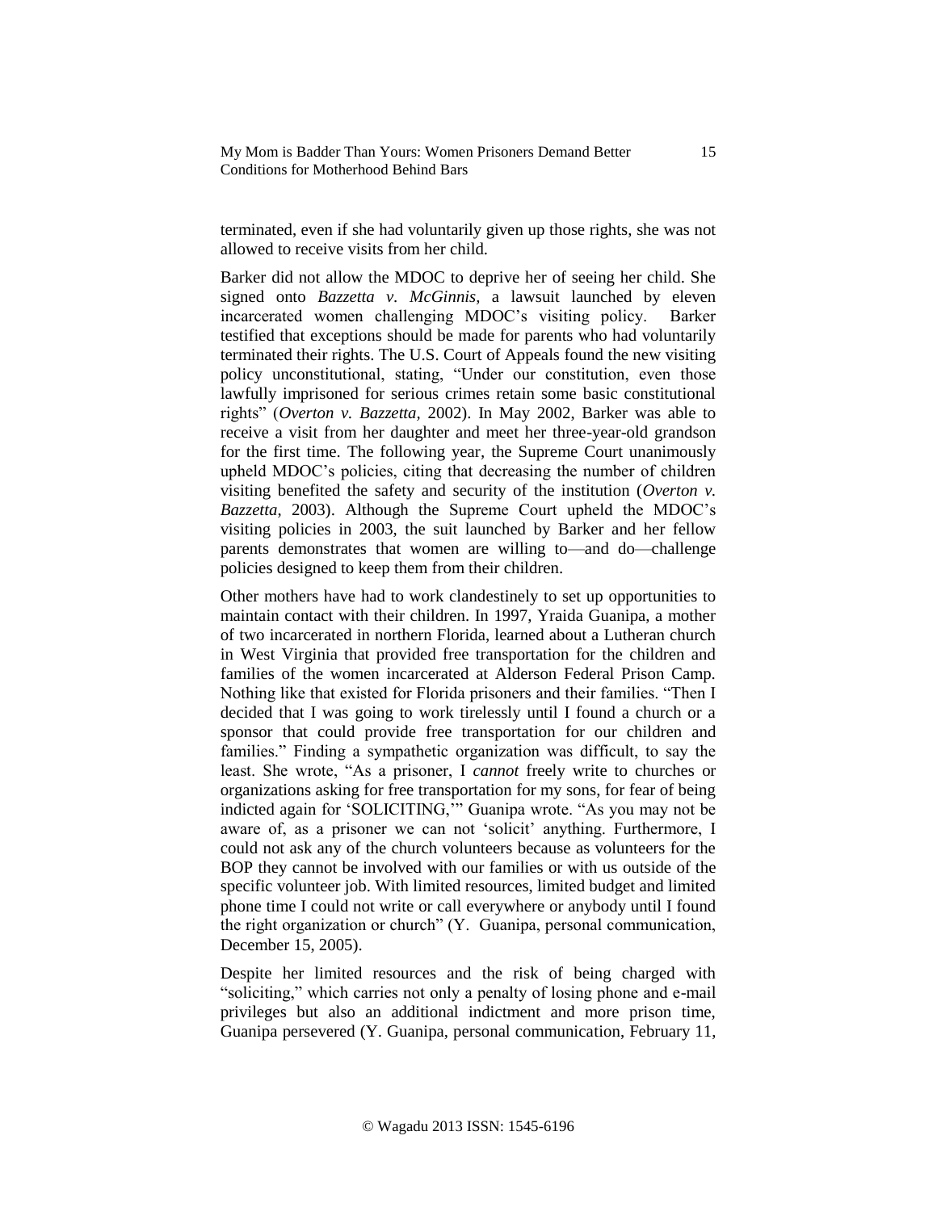terminated, even if she had voluntarily given up those rights, she was not allowed to receive visits from her child.

Barker did not allow the MDOC to deprive her of seeing her child. She signed onto *Bazzetta v. McGinnis,* a lawsuit launched by eleven incarcerated women challenging MDOC's visiting policy. Barker testified that exceptions should be made for parents who had voluntarily terminated their rights. The U.S. Court of Appeals found the new visiting policy unconstitutional, stating, "Under our constitution, even those lawfully imprisoned for serious crimes retain some basic constitutional rights" (*Overton v. Bazzetta*, 2002). In May 2002, Barker was able to receive a visit from her daughter and meet her three-year-old grandson for the first time. The following year, the Supreme Court unanimously upheld MDOC's policies, citing that decreasing the number of children visiting benefited the safety and security of the institution (*Overton v. Bazzetta*, 2003). Although the Supreme Court upheld the MDOC's visiting policies in 2003, the suit launched by Barker and her fellow parents demonstrates that women are willing to—and do—challenge policies designed to keep them from their children.

Other mothers have had to work clandestinely to set up opportunities to maintain contact with their children. In 1997, Yraida Guanipa, a mother of two incarcerated in northern Florida, learned about a Lutheran church in West Virginia that provided free transportation for the children and families of the women incarcerated at Alderson Federal Prison Camp. Nothing like that existed for Florida prisoners and their families. "Then I decided that I was going to work tirelessly until I found a church or a sponsor that could provide free transportation for our children and families." Finding a sympathetic organization was difficult, to say the least. She wrote, "As a prisoner, I *cannot* freely write to churches or organizations asking for free transportation for my sons, for fear of being indicted again for 'SOLICITING,'" Guanipa wrote. "As you may not be aware of, as a prisoner we can not 'solicit' anything. Furthermore, I could not ask any of the church volunteers because as volunteers for the BOP they cannot be involved with our families or with us outside of the specific volunteer job. With limited resources, limited budget and limited phone time I could not write or call everywhere or anybody until I found the right organization or church" (Y. Guanipa, personal communication, December 15, 2005).

Despite her limited resources and the risk of being charged with "soliciting," which carries not only a penalty of losing phone and e-mail privileges but also an additional indictment and more prison time, Guanipa persevered (Y. Guanipa, personal communication, February 11,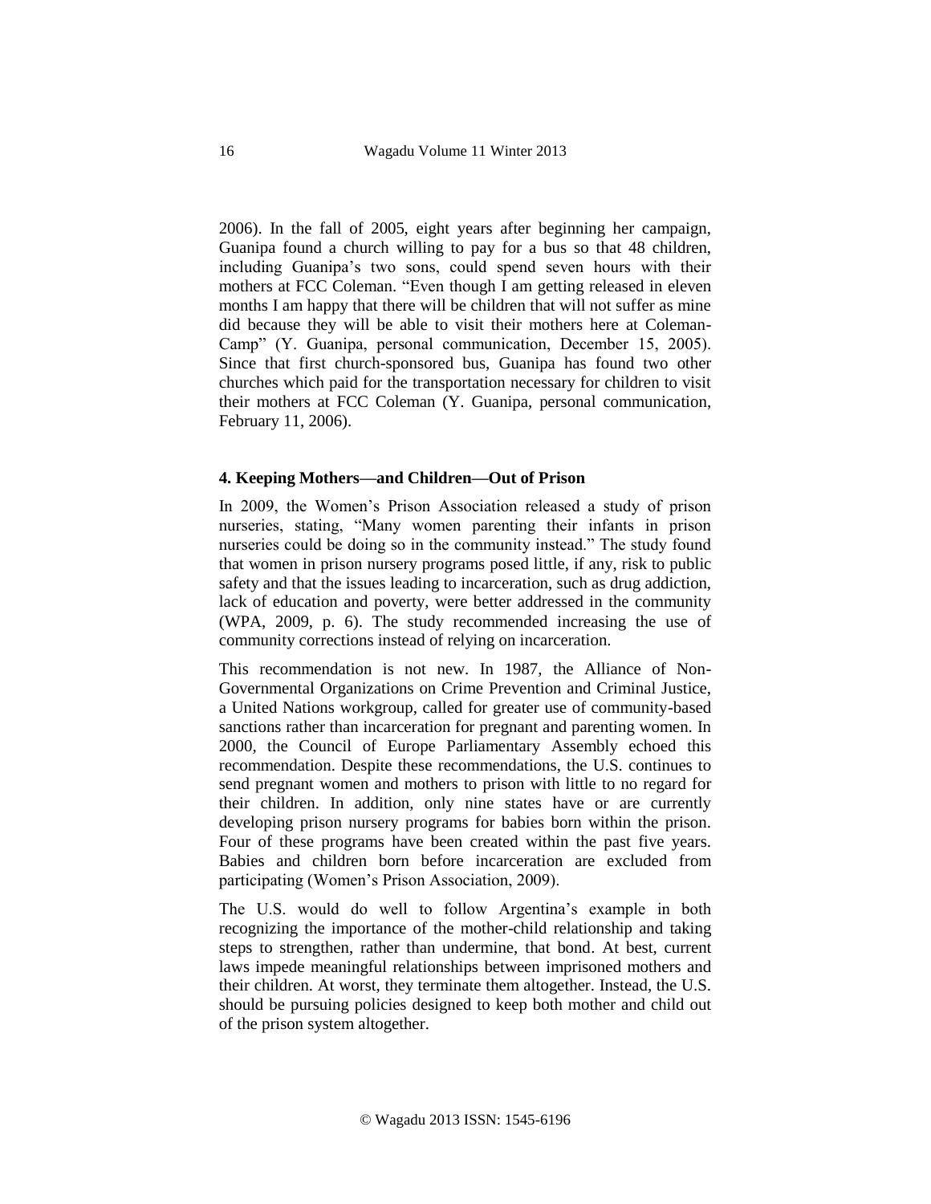2006). In the fall of 2005, eight years after beginning her campaign, Guanipa found a church willing to pay for a bus so that 48 children, including Guanipa's two sons, could spend seven hours with their mothers at FCC Coleman. "Even though I am getting released in eleven months I am happy that there will be children that will not suffer as mine did because they will be able to visit their mothers here at Coleman-Camp" (Y. Guanipa, personal communication, December 15, 2005). Since that first church-sponsored bus, Guanipa has found two other churches which paid for the transportation necessary for children to visit their mothers at FCC Coleman (Y. Guanipa, personal communication, February 11, 2006).

## 4. Keeping Mothers—and Children—Out of Prison

In 2009, the Women's Prison Association released a study of prison nurseries, stating, "Many women parenting their infants in prison nurseries could be doing so in the community instead." The study found that women in prison nursery programs posed little, if any, risk to public safety and that the issues leading to incarceration, such as drug addiction, lack of education and poverty, were better addressed in the community (WPA, 2009, p. 6). The study recommended increasing the use of community corrections instead of relying on incarceration.

This recommendation is not new. In 1987, the Alliance of Non-Governmental Organizations on Crime Prevention and Criminal Justice, a United Nations workgroup, called for greater use of community-based sanctions rather than incarceration for pregnant and parenting women. In 2000, the Council of Europe Parliamentary Assembly echoed this recommendation. Despite these recommendations, the U.S. continues to send pregnant women and mothers to prison with little to no regard for their children. In addition, only nine states have or are currently developing prison nursery programs for babies born within the prison. Four of these programs have been created within the past five years. Babies and children born before incarceration are excluded from participating (Women's Prison Association, 2009).

The U.S. would do well to follow Argentina's example in both recognizing the importance of the mother-child relationship and taking steps to strengthen, rather than undermine, that bond. At best, current laws impede meaningful relationships between imprisoned mothers and their children. At worst, they terminate them altogether. Instead, the U.S. should be pursuing policies designed to keep both mother and child out of the prison system altogether.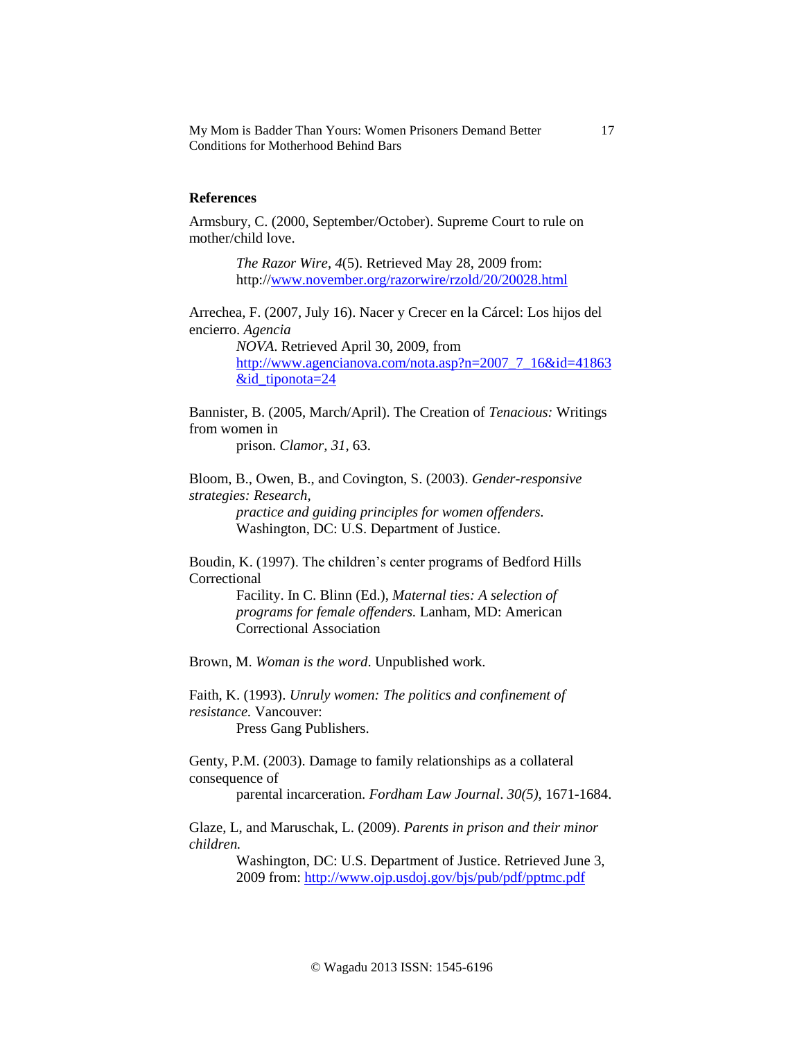## References

Armsbury, C. (2000, September/October). Supreme Court to rule on mother/child love. *The Razor Wire*, *4*(5). Retrieved May 28, 2009 from: http://www.november.org/razorwire/rzold/20/20028.html

Arrechea, F. (2007, July 16). Nacer y Crecer en la Cárcel: Los hijos del encierro. *Agencia NOVA*. Retrieved April 30, 2009, from http://www.agencianova.com/nota.asp?n=2007_7_16&id=41863&id_tiponota=24

Bannister, B. (2005, March/April). The Creation of *Tenacious:* Writings from women in prison. *Clamor, 31,* 63.

Bloom, B., Owen, B., and Covington, S. (2003). *Gender-responsive strategies: Research, practice and guiding principles for women offenders.* Washington, DC: U.S. Department of Justice.

Boudin, K. (1997). The children's center programs of Bedford Hills Correctional Facility. In C. Blinn (Ed.), *Maternal ties: A selection of programs for female offenders.* Lanham, MD: American Correctional Association

Brown, M. *Woman is the word*. Unpublished work.

Faith, K. (1993). *Unruly women: The politics and confinement of resistance.* Vancouver: Press Gang Publishers.

Genty, P.M. (2003). Damage to family relationships as a collateral consequence of parental incarceration. *Fordham Law Journal*. *30(5)*, 1671-1684.

Glaze, L, and Maruschak, L. (2009). *Parents in prison and their minor children.* Washington, DC: U.S. Department of Justice. Retrieved June 3, 2009 from: http://www.ojp.usdoj.gov/bjs/pub/pdf/pptmc.pdf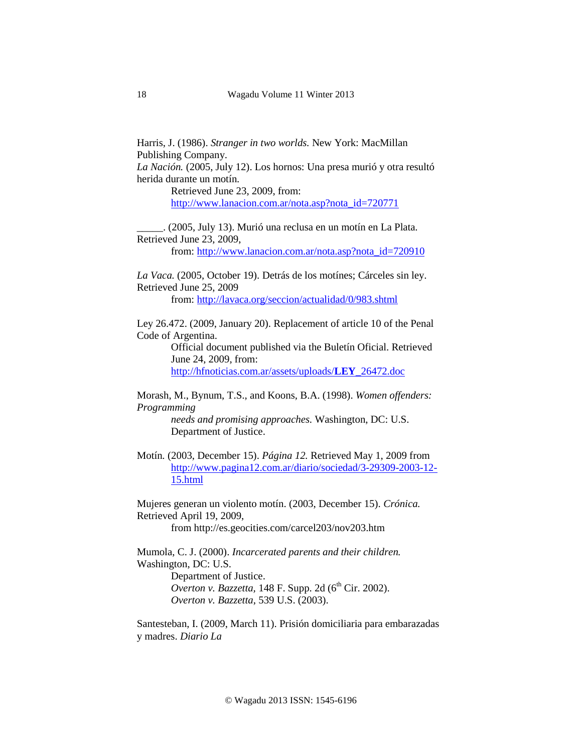Harris, J. (1986). *Stranger in two worlds.* New York: MacMillan Publishing Company.

*La Nación.* (2005, July 12). Los hornos: Una presa murió y otra resultó herida durante un motín.
Retrieved June 23, 2009, from: http://www.lanacion.com.ar/nota.asp?nota_id=720771

_____. (2005, July 13). Murió una reclusa en un motín en La Plata. Retrieved June 23, 2009,
from: http://www.lanacion.com.ar/nota.asp?nota_id=720910

*La Vaca.* (2005, October 19). Detrás de los motínes; Cárceles sin ley. Retrieved June 25, 2009
from: http://lavaca.org/seccion/actualidad/0/983.shtml

Ley 26.472. (2009, January 20). Replacement of article 10 of the Penal Code of Argentina.
Official document published via the Buletín Oficial. Retrieved June 24, 2009, from: http://hfnoticias.com.ar/assets/uploads/**LEY**_26472.doc

Morash, M., Bynum, T.S., and Koons, B.A. (1998). *Women offenders: Programming needs and promising approaches.* Washington, DC: U.S. Department of Justice.

Motín. (2003, December 15). *Página 12.* Retrieved May 1, 2009 from http://www.pagina12.com.ar/diario/sociedad/3-29309-2003-12-15.html

Mujeres generan un violento motín. (2003, December 15). *Crónica.* Retrieved April 19, 2009,
from http://es.geocities.com/carcel203/nov203.htm

Mumola, C. J. (2000). *Incarcerated parents and their children.* Washington, DC: U.S. Department of Justice.

*Overton v. Bazzetta*, 148 F. Supp. 2d (6th Cir. 2002).

*Overton v. Bazzetta*, 539 U.S. (2003).

Santesteban, I. (2009, March 11). Prisión domiciliaria para embarazadas y madres. *Diario La*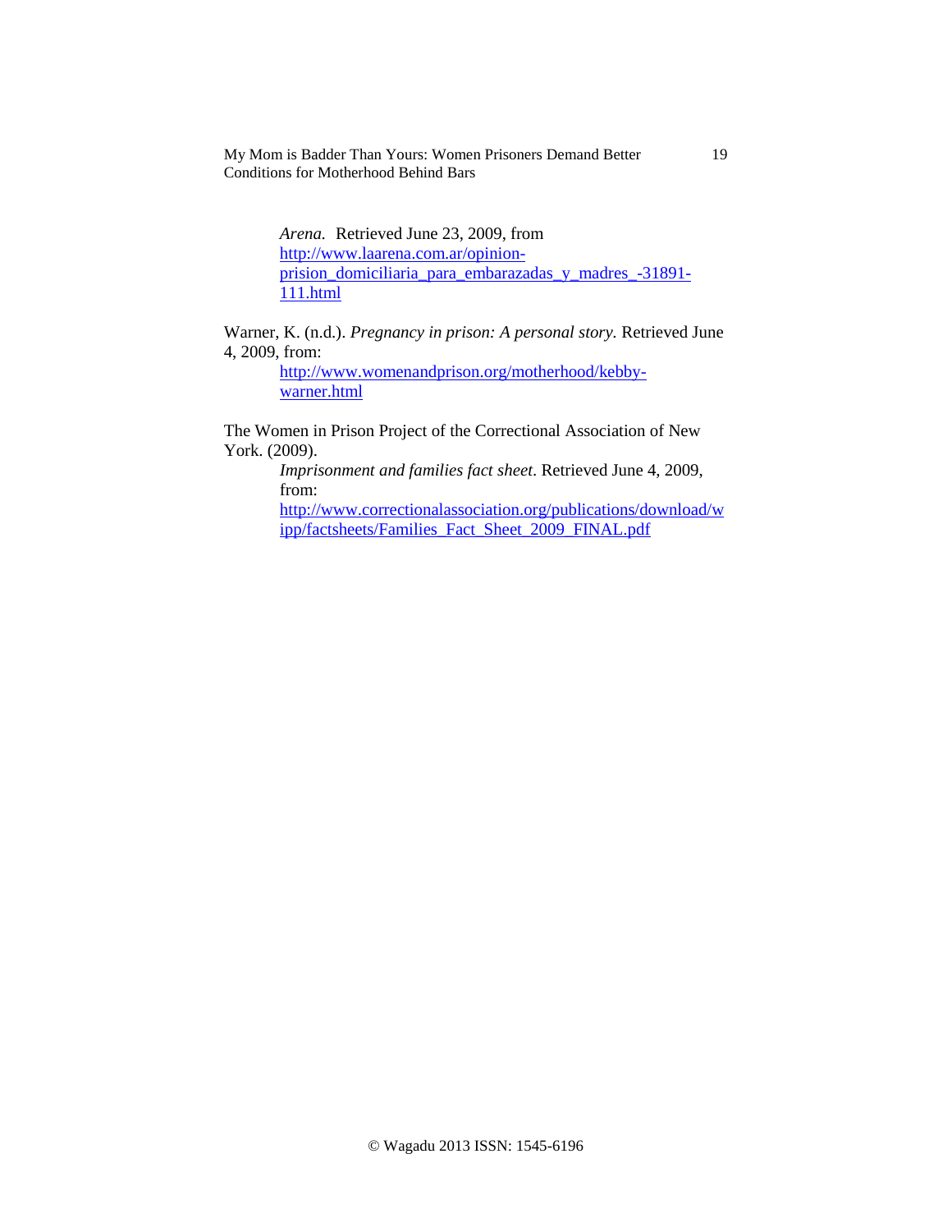*Arena.* Retrieved June 23, 2009, from http://www.laarena.com.ar/opinion-prision_domiciliaria_para_embarazadas_y_madres_-31891-111.html

Warner, K. (n.d.). *Pregnancy in prison: A personal story.* Retrieved June 4, 2009, from: http://www.womenandprison.org/motherhood/kebby-warner.html

The Women in Prison Project of the Correctional Association of New York. (2009). *Imprisonment and families fact sheet*. Retrieved June 4, 2009, from: http://www.correctionalassociation.org/publications/download/wipp/factsheets/Families_Fact_Sheet_2009_FINAL.pdf